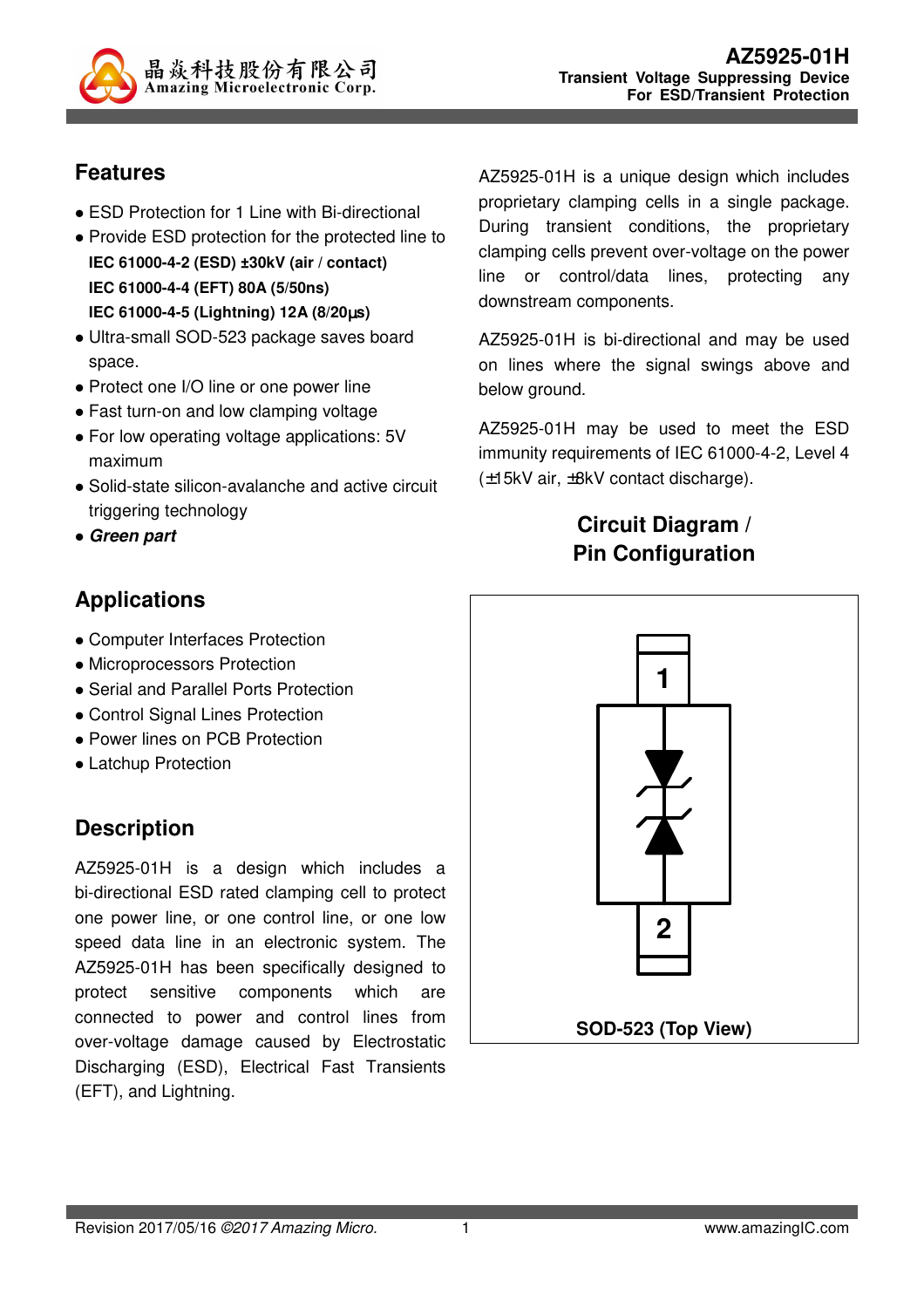晶焱科技股份有限公司
Amazing Microelectronic Corp.

# AZ5925-01H

**Transient Voltage Suppressing Device**
**For ESD/Transient Protection**

## Features

- ESD Protection for 1 Line with Bi-directional
- Provide ESD protection for the protected line to
  **IEC 61000-4-2 (ESD) ±30kV (air / contact)**
  **IEC 61000-4-4 (EFT) 80A (5/50ns)**
  **IEC 61000-4-5 (Lightning) 12A (8/20μs)**
- Ultra-small SOD-523 package saves board space.
- Protect one I/O line or one power line
- Fast turn-on and low clamping voltage
- For low operating voltage applications: 5V maximum
- Solid-state silicon-avalanche and active circuit triggering technology
- ***Green part***

## Applications

- Computer Interfaces Protection
- Microprocessors Protection
- Serial and Parallel Ports Protection
- Control Signal Lines Protection
- Power lines on PCB Protection
- Latchup Protection

## Description

AZ5925-01H is a design which includes a bi-directional ESD rated clamping cell to protect one power line, or one control line, or one low speed data line in an electronic system. The AZ5925-01H has been specifically designed to protect sensitive components which are connected to power and control lines from over-voltage damage caused by Electrostatic Discharging (ESD), Electrical Fast Transients (EFT), and Lightning.

AZ5925-01H is a unique design which includes proprietary clamping cells in a single package. During transient conditions, the proprietary clamping cells prevent over-voltage on the power line or control/data lines, protecting any downstream components.

AZ5925-01H is bi-directional and may be used on lines where the signal swings above and below ground.

AZ5925-01H may be used to meet the ESD immunity requirements of IEC 61000-4-2, Level 4 (±15kV air, ±8kV contact discharge).

## Circuit Diagram / Pin Configuration

1

2

SOD-523 (Top View)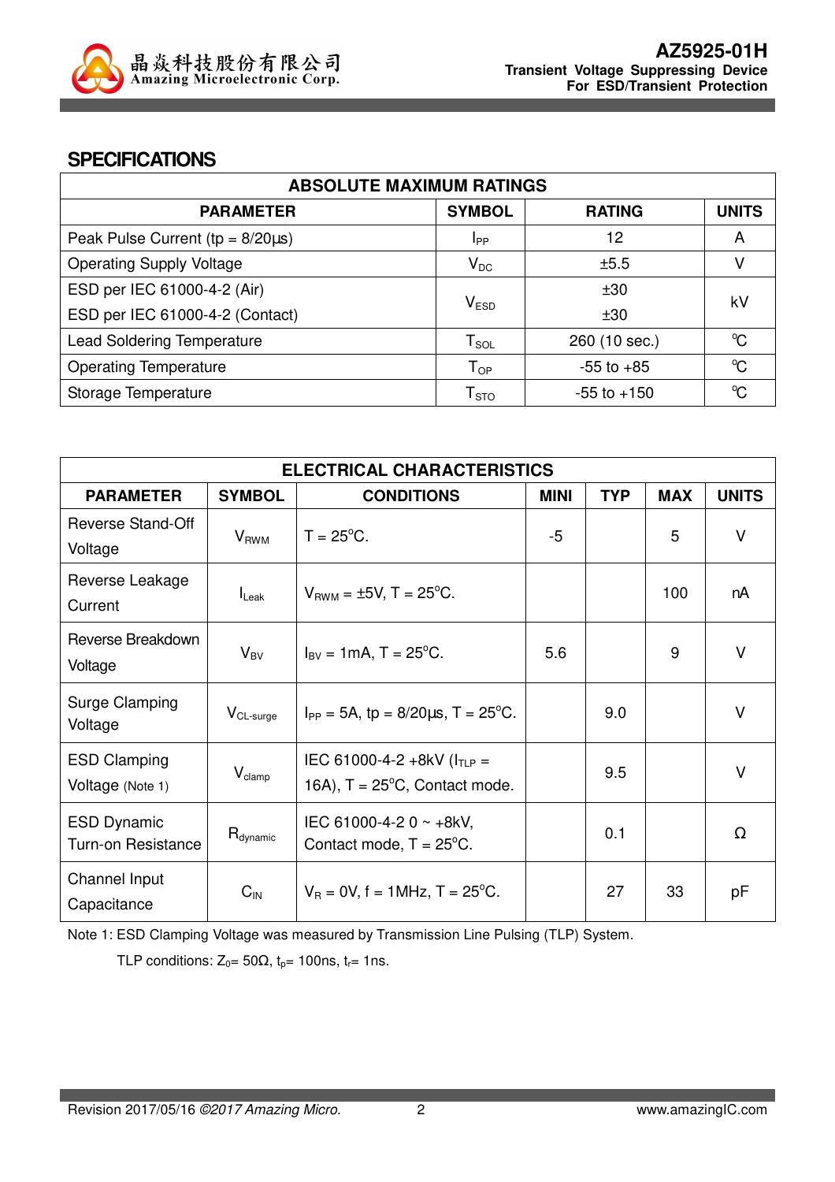## SPECIFICATIONS

| ABSOLUTE MAXIMUM RATINGS | | | |
|---|---|---|---|
| **PARAMETER** | **SYMBOL** | **RATING** | **UNITS** |
| Peak Pulse Current (tp = 8/20μs) | $I_{PP}$ | 12 | A |
| Operating Supply Voltage | $V_{DC}$ | ±5.5 | V |
| ESD per IEC 61000-4-2 (Air)<br>ESD per IEC 61000-4-2 (Contact) | $V_{ESD}$ | ±30<br>±30 | kV |
| Lead Soldering Temperature | $T_{SOL}$ | 260 (10 sec.) | ℃ |
| Operating Temperature | $T_{OP}$ | -55 to +85 | ℃ |
| Storage Temperature | $T_{STO}$ | -55 to +150 | ℃ |

| ELECTRICAL CHARACTERISTICS | | | | | | |
|---|---|---|---|---|---|---|
| **PARAMETER** | **SYMBOL** | **CONDITIONS** | **MINI** | **TYP** | **MAX** | **UNITS** |
| Reverse Stand-Off Voltage | $V_{RWM}$ | T = 25°C. | -5 | | 5 | V |
| Reverse Leakage Current | $I_{Leak}$ | $V_{RWM}$ = ±5V, T = 25°C. | | | 100 | nA |
| Reverse Breakdown Voltage | $V_{BV}$ | $I_{BV}$ = 1mA, T = 25°C. | 5.6 | | 9 | V |
| Surge Clamping Voltage | $V_{CL\text{-}surge}$ | $I_{PP}$ = 5A, tp = 8/20μs, T = 25°C. | | 9.0 | | V |
| ESD Clamping Voltage (Note 1) | $V_{clamp}$ | IEC 61000-4-2 +8kV ($I_{TLP}$ = 16A), T = 25°C, Contact mode. | | 9.5 | | V |
| ESD Dynamic Turn-on Resistance | $R_{dynamic}$ | IEC 61000-4-2 0 ~ +8kV, Contact mode, T = 25°C. | | 0.1 | | Ω |
| Channel Input Capacitance | $C_{IN}$ | $V_R$ = 0V, f = 1MHz, T = 25°C. | | 27 | 33 | pF |

Note 1: ESD Clamping Voltage was measured by Transmission Line Pulsing (TLP) System.

TLP conditions: $Z_0$= 50Ω, $t_p$= 100ns, $t_r$= 1ns.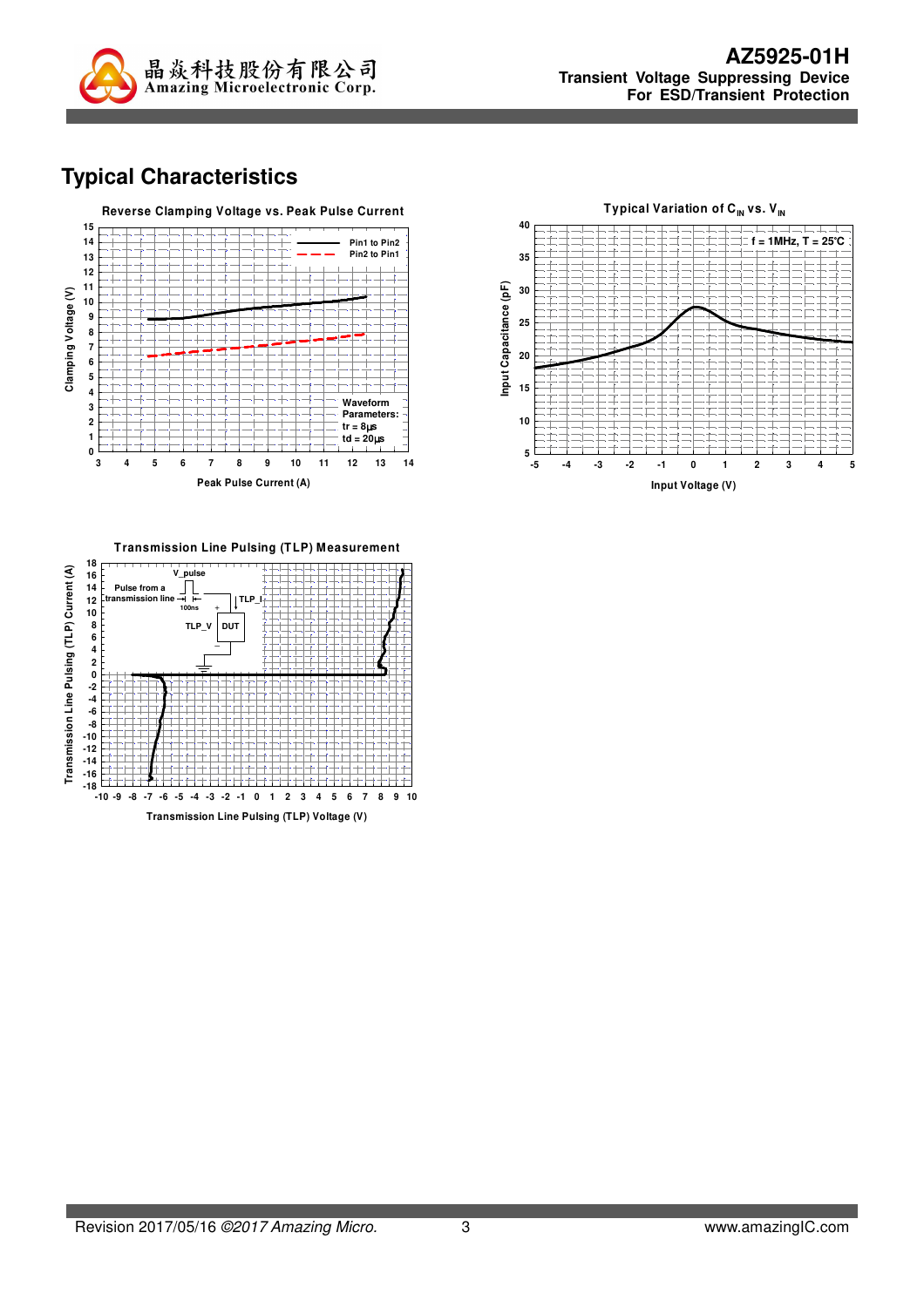## Typical Characteristics

**Reverse Clamping Voltage vs. Peak Pulse Current**

Clamping Voltage (V) vs. Peak Pulse Current (A)

- Pin1 to Pin2
- Pin2 to Pin1

Waveform Parameters:
tr = 8μs
td = 20μs

**Typical Variation of $C_{IN}$ vs. $V_{IN}$**

Input Capacitance (pF) vs. Input Voltage (V)

f = 1MHz, T = 25°C

**Transmission Line Pulsing (TLP) Measurement**

Transmission Line Pulsing (TLP) Current (A) vs. Transmission Line Pulsing (TLP) Voltage (V)

Pulse from a transmission line, V_pulse, 100ns, TLP_I, TLP_V, DUT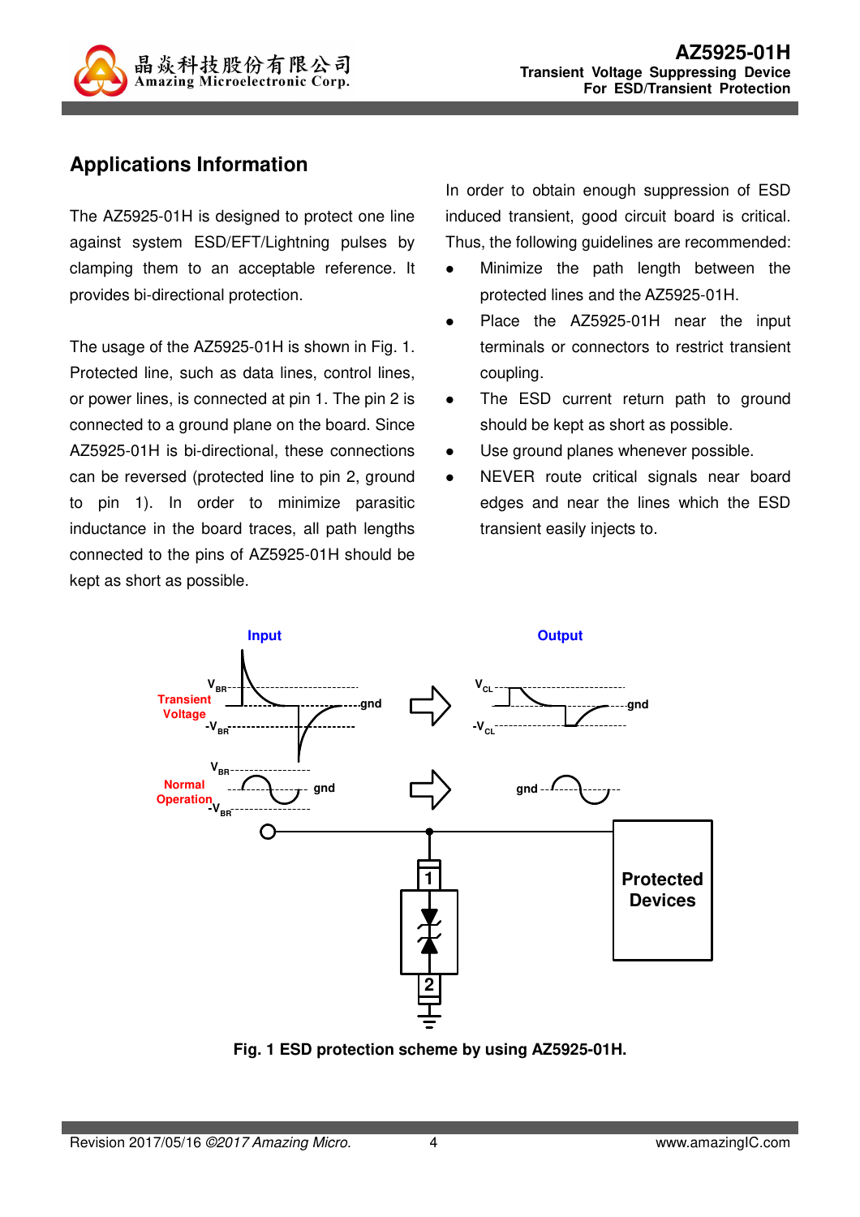## Applications Information

The AZ5925-01H is designed to protect one line against system ESD/EFT/Lightning pulses by clamping them to an acceptable reference. It provides bi-directional protection.

The usage of the AZ5925-01H is shown in Fig. 1. Protected line, such as data lines, control lines, or power lines, is connected at pin 1. The pin 2 is connected to a ground plane on the board. Since AZ5925-01H is bi-directional, these connections can be reversed (protected line to pin 2, ground to pin 1). In order to minimize parasitic inductance in the board traces, all path lengths connected to the pins of AZ5925-01H should be kept as short as possible.

In order to obtain enough suppression of ESD induced transient, good circuit board is critical. Thus, the following guidelines are recommended:

- Minimize the path length between the protected lines and the AZ5925-01H.
- Place the AZ5925-01H near the input terminals or connectors to restrict transient coupling.
- The ESD current return path to ground should be kept as short as possible.
- Use ground planes whenever possible.
- NEVER route critical signals near board edges and near the lines which the ESD transient easily injects to.

**Fig. 1 ESD protection scheme by using AZ5925-01H.**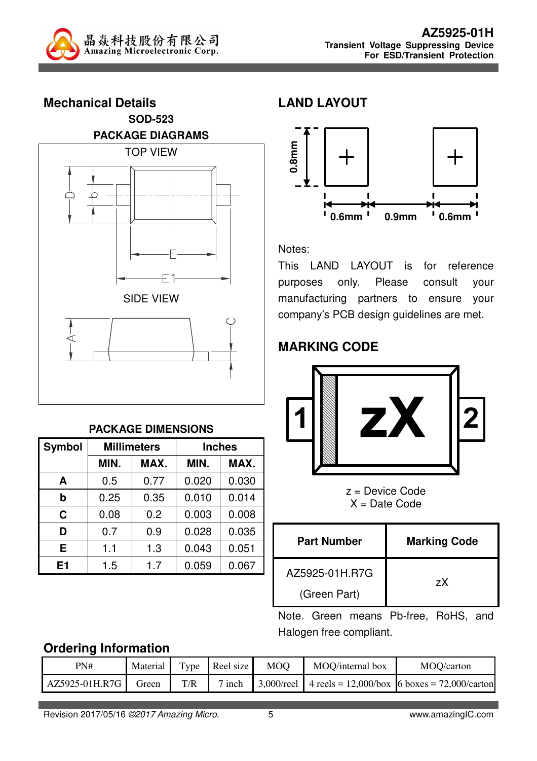## Mechanical Details

**SOD-523**

**PACKAGE DIAGRAMS**

TOP VIEW

SIDE VIEW

**PACKAGE DIMENSIONS**

| Symbol | Millimeters | | Inches | |
|---|---|---|---|---|
| | MIN. | MAX. | MIN. | MAX. |
| A | 0.5 | 0.77 | 0.020 | 0.030 |
| b | 0.25 | 0.35 | 0.010 | 0.014 |
| C | 0.08 | 0.2 | 0.003 | 0.008 |
| D | 0.7 | 0.9 | 0.028 | 0.035 |
| E | 1.1 | 1.3 | 0.043 | 0.051 |
| E1 | 1.5 | 1.7 | 0.059 | 0.067 |

## LAND LAYOUT

0.8mm

0.6mm 0.9mm 0.6mm

Notes:

This LAND LAYOUT is for reference purposes only. Please consult your manufacturing partners to ensure your company's PCB design guidelines are met.

## MARKING CODE

1 zX 2

z = Device Code
X = Date Code

| Part Number | Marking Code |
|---|---|
| AZ5925-01H.R7G (Green Part) | zX |

Note. Green means Pb-free, RoHS, and Halogen free compliant.

## Ordering Information

| PN# | Material | Type | Reel size | MOQ | MOQ/internal box | MOQ/carton |
|---|---|---|---|---|---|---|
| AZ5925-01H.R7G | Green | T/R | 7 inch | 3,000/reel | 4 reels = 12,000/box | 6 boxes = 72,000/carton |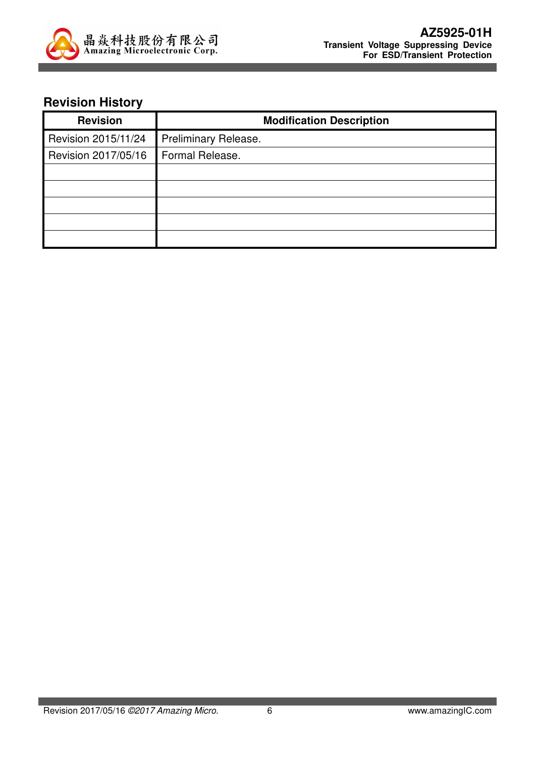## Revision History

| Revision | Modification Description |
|---|---|
| Revision 2015/11/24 | Preliminary Release. |
| Revision 2017/05/16 | Formal Release. |
| | |
| | |
| | |
| | |
| | |